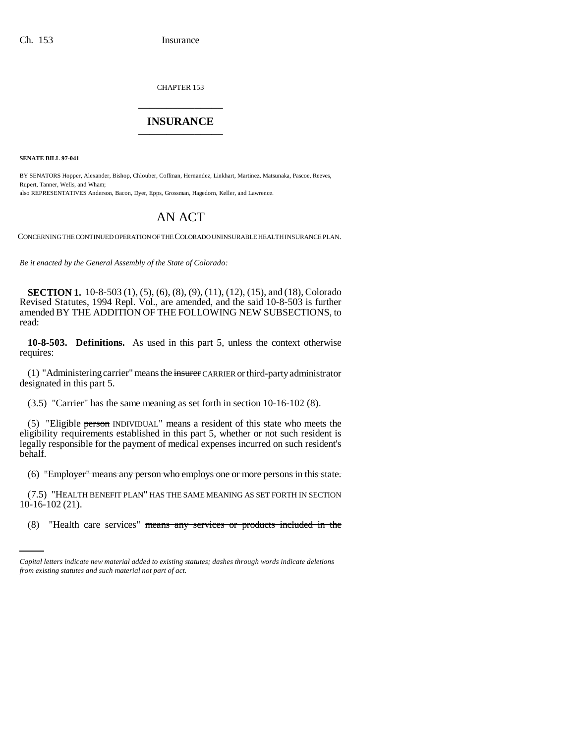CHAPTER 153

# INSURANCE

**SENATE BILL 97-041**

BY SENATORS Hopper, Alexander, Bishop, Chlouber, Coffman, Hernandez, Linkhart, Martinez, Matsunaka, Pascoe, Reeves, Rupert, Tanner, Wells, and Wham;
also REPRESENTATIVES Anderson, Bacon, Dyer, Epps, Grossman, Hagedorn, Keller, and Lawrence.

# AN ACT

CONCERNING THE CONTINUED OPERATION OF THE COLORADO UNINSURABLE HEALTH INSURANCE PLAN.

*Be it enacted by the General Assembly of the State of Colorado:*

**SECTION 1.** 10-8-503 (1), (5), (6), (8), (9), (11), (12), (15), and (18), Colorado Revised Statutes, 1994 Repl. Vol., are amended, and the said 10-8-503 is further amended BY THE ADDITION OF THE FOLLOWING NEW SUBSECTIONS, to read:

**10-8-503. Definitions.** As used in this part 5, unless the context otherwise requires:

(1) "Administering carrier" means the ~~insurer~~ CARRIER or third-party administrator designated in this part 5.

(3.5) "Carrier" has the same meaning as set forth in section 10-16-102 (8).

(5) "Eligible ~~person~~ INDIVIDUAL" means a resident of this state who meets the eligibility requirements established in this part 5, whether or not such resident is legally responsible for the payment of medical expenses incurred on such resident's behalf.

(6) ~~"Employer" means any person who employs one or more persons in this state.~~

(7.5) "HEALTH BENEFIT PLAN" HAS THE SAME MEANING AS SET FORTH IN SECTION 10-16-102 (21).

(8) "Health care services" ~~means any services or products included in the~~

*Capital letters indicate new material added to existing statutes; dashes through words indicate deletions from existing statutes and such material not part of act.*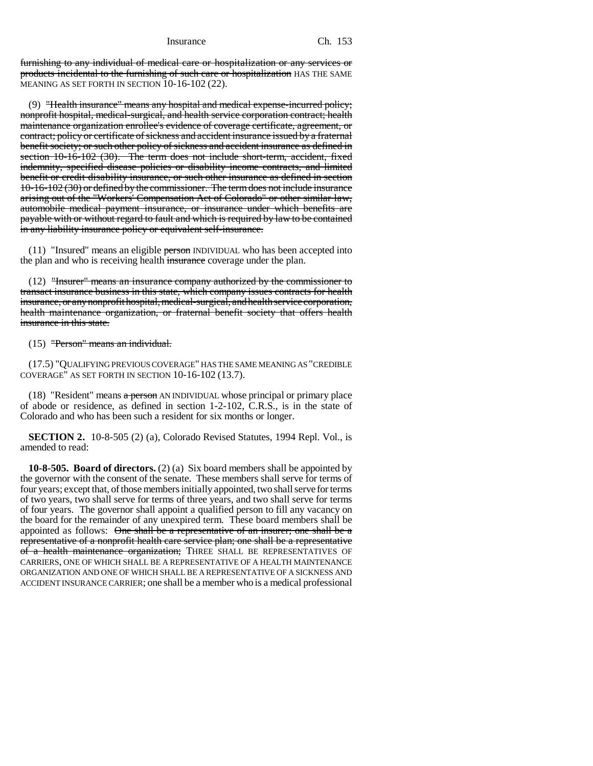furnishing to any individual of medical care or hospitalization or any services or products incidental to the furnishing of such care or hospitalization HAS THE SAME MEANING AS SET FORTH IN SECTION 10-16-102 (22).

(9) "Health insurance" means any hospital and medical expense-incurred policy; nonprofit hospital, medical-surgical, and health service corporation contract; health maintenance organization enrollee's evidence of coverage certificate, agreement, or contract; policy or certificate of sickness and accident insurance issued by a fraternal benefit society; or such other policy of sickness and accident insurance as defined in section 10-16-102 (30). The term does not include short-term, accident, fixed indemnity, specified disease policies or disability income contracts, and limited benefit or credit disability insurance, or such other insurance as defined in section 10-16-102 (30) or defined by the commissioner. The term does not include insurance arising out of the "Workers' Compensation Act of Colorado" or other similar law, automobile medical payment insurance, or insurance under which benefits are payable with or without regard to fault and which is required by law to be contained in any liability insurance policy or equivalent self-insurance.

(11) "Insured" means an eligible person INDIVIDUAL who has been accepted into the plan and who is receiving health insurance coverage under the plan.

(12) "Insurer" means an insurance company authorized by the commissioner to transact insurance business in this state, which company issues contracts for health insurance, or any nonprofit hospital, medical-surgical, and health service corporation, health maintenance organization, or fraternal benefit society that offers health insurance in this state.

(15) "Person" means an individual.

(17.5) "QUALIFYING PREVIOUS COVERAGE" HAS THE SAME MEANING AS "CREDIBLE COVERAGE" AS SET FORTH IN SECTION 10-16-102 (13.7).

(18) "Resident" means a person AN INDIVIDUAL whose principal or primary place of abode or residence, as defined in section 1-2-102, C.R.S., is in the state of Colorado and who has been such a resident for six months or longer.

**SECTION 2.** 10-8-505 (2) (a), Colorado Revised Statutes, 1994 Repl. Vol., is amended to read:

**10-8-505. Board of directors.** (2) (a) Six board members shall be appointed by the governor with the consent of the senate. These members shall serve for terms of four years; except that, of those members initially appointed, two shall serve for terms of two years, two shall serve for terms of three years, and two shall serve for terms of four years. The governor shall appoint a qualified person to fill any vacancy on the board for the remainder of any unexpired term. These board members shall be appointed as follows: One shall be a representative of an insurer; one shall be a representative of a nonprofit health care service plan; one shall be a representative of a health maintenance organization; THREE SHALL BE REPRESENTATIVES OF CARRIERS, ONE OF WHICH SHALL BE A REPRESENTATIVE OF A HEALTH MAINTENANCE ORGANIZATION AND ONE OF WHICH SHALL BE A REPRESENTATIVE OF A SICKNESS AND ACCIDENT INSURANCE CARRIER; one shall be a member who is a medical professional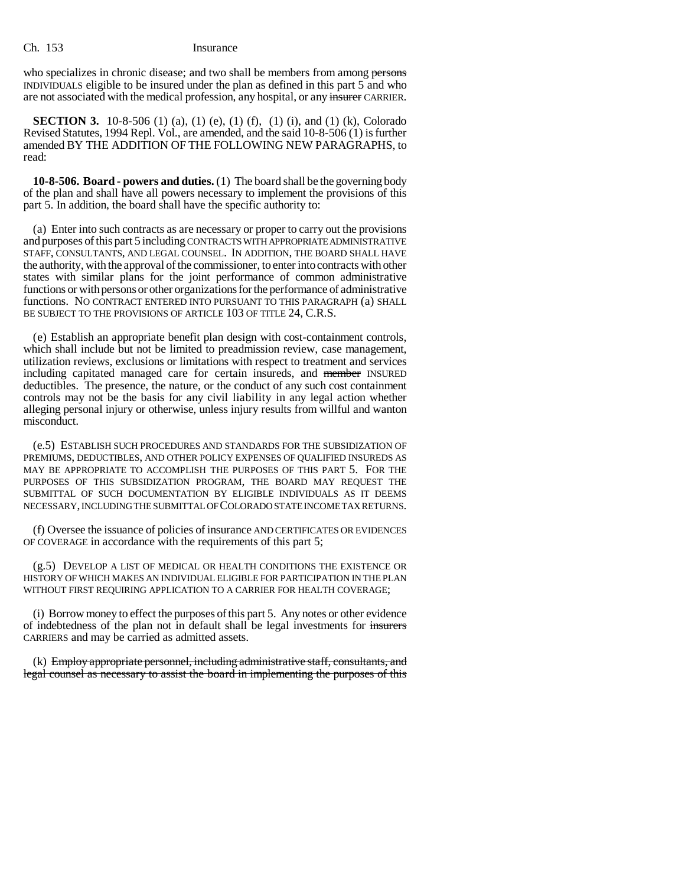who specializes in chronic disease; and two shall be members from among ~~persons~~ INDIVIDUALS eligible to be insured under the plan as defined in this part 5 and who are not associated with the medical profession, any hospital, or any ~~insurer~~ CARRIER.

**SECTION 3.** 10-8-506 (1) (a), (1) (e), (1) (f), (1) (i), and (1) (k), Colorado Revised Statutes, 1994 Repl. Vol., are amended, and the said 10-8-506 (1) is further amended BY THE ADDITION OF THE FOLLOWING NEW PARAGRAPHS, to read:

**10-8-506. Board - powers and duties.** (1) The board shall be the governing body of the plan and shall have all powers necessary to implement the provisions of this part 5. In addition, the board shall have the specific authority to:

(a) Enter into such contracts as are necessary or proper to carry out the provisions and purposes of this part 5 including CONTRACTS WITH APPROPRIATE ADMINISTRATIVE STAFF, CONSULTANTS, AND LEGAL COUNSEL. IN ADDITION, THE BOARD SHALL HAVE the authority, with the approval of the commissioner, to enter into contracts with other states with similar plans for the joint performance of common administrative functions or with persons or other organizations for the performance of administrative functions. NO CONTRACT ENTERED INTO PURSUANT TO THIS PARAGRAPH (a) SHALL BE SUBJECT TO THE PROVISIONS OF ARTICLE 103 OF TITLE 24, C.R.S.

(e) Establish an appropriate benefit plan design with cost-containment controls, which shall include but not be limited to preadmission review, case management, utilization reviews, exclusions or limitations with respect to treatment and services including capitated managed care for certain insureds, and ~~member~~ INSURED deductibles. The presence, the nature, or the conduct of any such cost containment controls may not be the basis for any civil liability in any legal action whether alleging personal injury or otherwise, unless injury results from willful and wanton misconduct.

(e.5) ESTABLISH SUCH PROCEDURES AND STANDARDS FOR THE SUBSIDIZATION OF PREMIUMS, DEDUCTIBLES, AND OTHER POLICY EXPENSES OF QUALIFIED INSUREDS AS MAY BE APPROPRIATE TO ACCOMPLISH THE PURPOSES OF THIS PART 5. FOR THE PURPOSES OF THIS SUBSIDIZATION PROGRAM, THE BOARD MAY REQUEST THE SUBMITTAL OF SUCH DOCUMENTATION BY ELIGIBLE INDIVIDUALS AS IT DEEMS NECESSARY, INCLUDING THE SUBMITTAL OF COLORADO STATE INCOME TAX RETURNS.

(f) Oversee the issuance of policies of insurance AND CERTIFICATES OR EVIDENCES OF COVERAGE in accordance with the requirements of this part 5;

(g.5) DEVELOP A LIST OF MEDICAL OR HEALTH CONDITIONS THE EXISTENCE OR HISTORY OF WHICH MAKES AN INDIVIDUAL ELIGIBLE FOR PARTICIPATION IN THE PLAN WITHOUT FIRST REQUIRING APPLICATION TO A CARRIER FOR HEALTH COVERAGE;

(i) Borrow money to effect the purposes of this part 5. Any notes or other evidence of indebtedness of the plan not in default shall be legal investments for ~~insurers~~ CARRIERS and may be carried as admitted assets.

(k) ~~Employ appropriate personnel, including administrative staff, consultants, and legal counsel as necessary to assist the board in implementing the purposes of this~~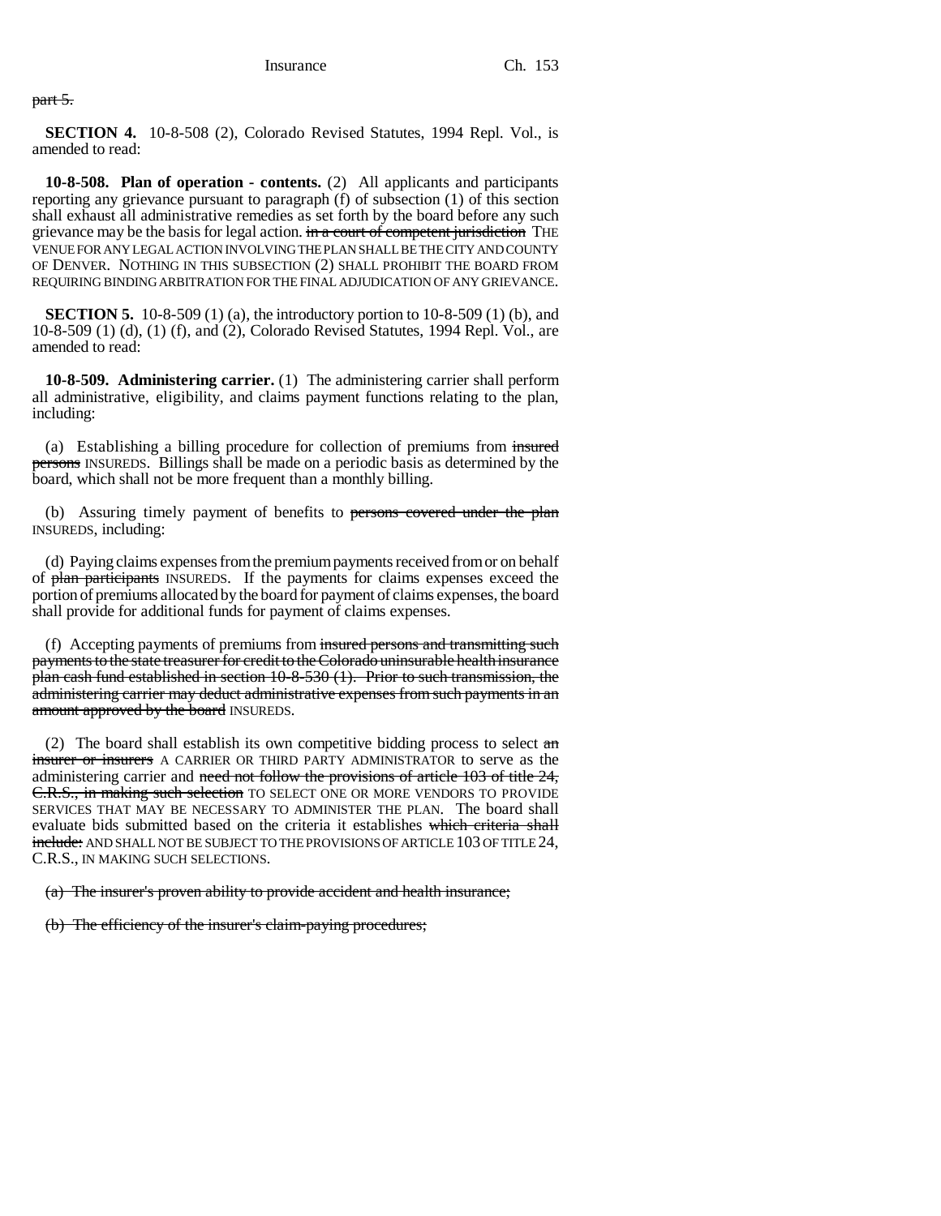~~part 5.~~

**SECTION 4.** 10-8-508 (2), Colorado Revised Statutes, 1994 Repl. Vol., is amended to read:

**10-8-508. Plan of operation - contents.** (2) All applicants and participants reporting any grievance pursuant to paragraph (f) of subsection (1) of this section shall exhaust all administrative remedies as set forth by the board before any such grievance may be the basis for legal action. ~~in a court of competent jurisdiction~~ THE VENUE FOR ANY LEGAL ACTION INVOLVING THE PLAN SHALL BE THE CITY AND COUNTY OF DENVER. NOTHING IN THIS SUBSECTION (2) SHALL PROHIBIT THE BOARD FROM REQUIRING BINDING ARBITRATION FOR THE FINAL ADJUDICATION OF ANY GRIEVANCE.

**SECTION 5.** 10-8-509 (1) (a), the introductory portion to 10-8-509 (1) (b), and 10-8-509 (1) (d), (1) (f), and (2), Colorado Revised Statutes, 1994 Repl. Vol., are amended to read:

**10-8-509. Administering carrier.** (1) The administering carrier shall perform all administrative, eligibility, and claims payment functions relating to the plan, including:

(a) Establishing a billing procedure for collection of premiums from ~~insured persons~~ INSUREDS. Billings shall be made on a periodic basis as determined by the board, which shall not be more frequent than a monthly billing.

(b) Assuring timely payment of benefits to ~~persons covered under the plan~~ INSUREDS, including:

(d) Paying claims expenses from the premium payments received from or on behalf of ~~plan participants~~ INSUREDS. If the payments for claims expenses exceed the portion of premiums allocated by the board for payment of claims expenses, the board shall provide for additional funds for payment of claims expenses.

(f) Accepting payments of premiums from ~~insured persons and transmitting such payments to the state treasurer for credit to the Colorado uninsurable health insurance plan cash fund established in section 10-8-530 (1). Prior to such transmission, the administering carrier may deduct administrative expenses from such payments in an amount approved by the board~~ INSUREDS.

(2) The board shall establish its own competitive bidding process to select ~~an insurer or insurers~~ A CARRIER OR THIRD PARTY ADMINISTRATOR to serve as the administering carrier and ~~need not follow the provisions of article 103 of title 24, C.R.S., in making such selection~~ TO SELECT ONE OR MORE VENDORS TO PROVIDE SERVICES THAT MAY BE NECESSARY TO ADMINISTER THE PLAN. The board shall evaluate bids submitted based on the criteria it establishes ~~which criteria shall include:~~ AND SHALL NOT BE SUBJECT TO THE PROVISIONS OF ARTICLE 103 OF TITLE 24, C.R.S., IN MAKING SUCH SELECTIONS.

~~(a) The insurer's proven ability to provide accident and health insurance;~~

~~(b) The efficiency of the insurer's claim-paying procedures;~~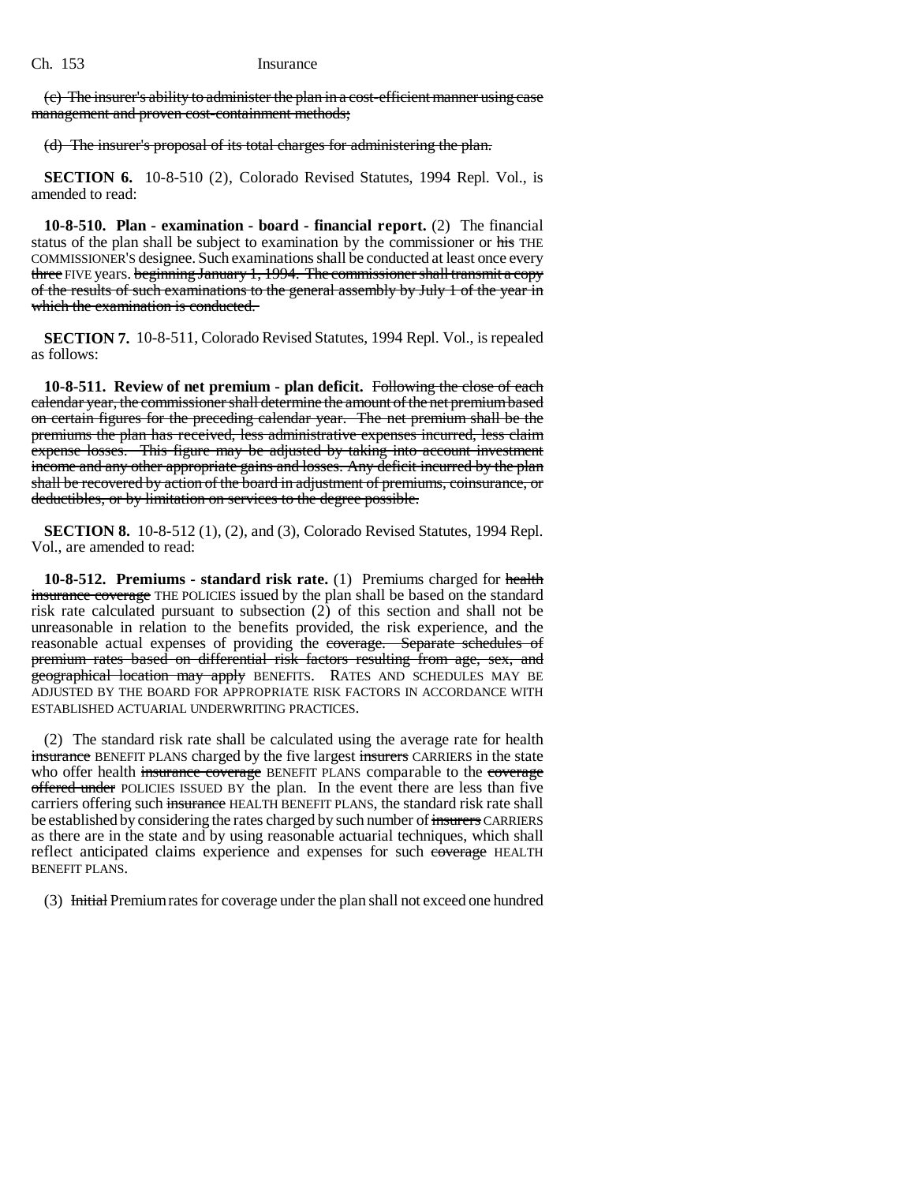(c) The insurer's ability to administer the plan in a cost-efficient manner using case management and proven cost-containment methods;

(d) The insurer's proposal of its total charges for administering the plan.

**SECTION 6.** 10-8-510 (2), Colorado Revised Statutes, 1994 Repl. Vol., is amended to read:

**10-8-510. Plan - examination - board - financial report.** (2) The financial status of the plan shall be subject to examination by the commissioner or his THE COMMISSIONER'S designee. Such examinations shall be conducted at least once every three FIVE years. beginning January 1, 1994. The commissioner shall transmit a copy of the results of such examinations to the general assembly by July 1 of the year in which the examination is conducted.

**SECTION 7.** 10-8-511, Colorado Revised Statutes, 1994 Repl. Vol., is repealed as follows:

**10-8-511. Review of net premium - plan deficit.** Following the close of each calendar year, the commissioner shall determine the amount of the net premium based on certain figures for the preceding calendar year. The net premium shall be the premiums the plan has received, less administrative expenses incurred, less claim expense losses. This figure may be adjusted by taking into account investment income and any other appropriate gains and losses. Any deficit incurred by the plan shall be recovered by action of the board in adjustment of premiums, coinsurance, or deductibles, or by limitation on services to the degree possible.

**SECTION 8.** 10-8-512 (1), (2), and (3), Colorado Revised Statutes, 1994 Repl. Vol., are amended to read:

**10-8-512. Premiums - standard risk rate.** (1) Premiums charged for health insurance coverage THE POLICIES issued by the plan shall be based on the standard risk rate calculated pursuant to subsection (2) of this section and shall not be unreasonable in relation to the benefits provided, the risk experience, and the reasonable actual expenses of providing the coverage. Separate schedules of premium rates based on differential risk factors resulting from age, sex, and geographical location may apply BENEFITS. RATES AND SCHEDULES MAY BE ADJUSTED BY THE BOARD FOR APPROPRIATE RISK FACTORS IN ACCORDANCE WITH ESTABLISHED ACTUARIAL UNDERWRITING PRACTICES.

(2) The standard risk rate shall be calculated using the average rate for health insurance BENEFIT PLANS charged by the five largest insurers CARRIERS in the state who offer health insurance coverage BENEFIT PLANS comparable to the coverage offered under POLICIES ISSUED BY the plan. In the event there are less than five carriers offering such insurance HEALTH BENEFIT PLANS, the standard risk rate shall be established by considering the rates charged by such number of insurers CARRIERS as there are in the state and by using reasonable actuarial techniques, which shall reflect anticipated claims experience and expenses for such coverage HEALTH BENEFIT PLANS.

(3) Initial Premium rates for coverage under the plan shall not exceed one hundred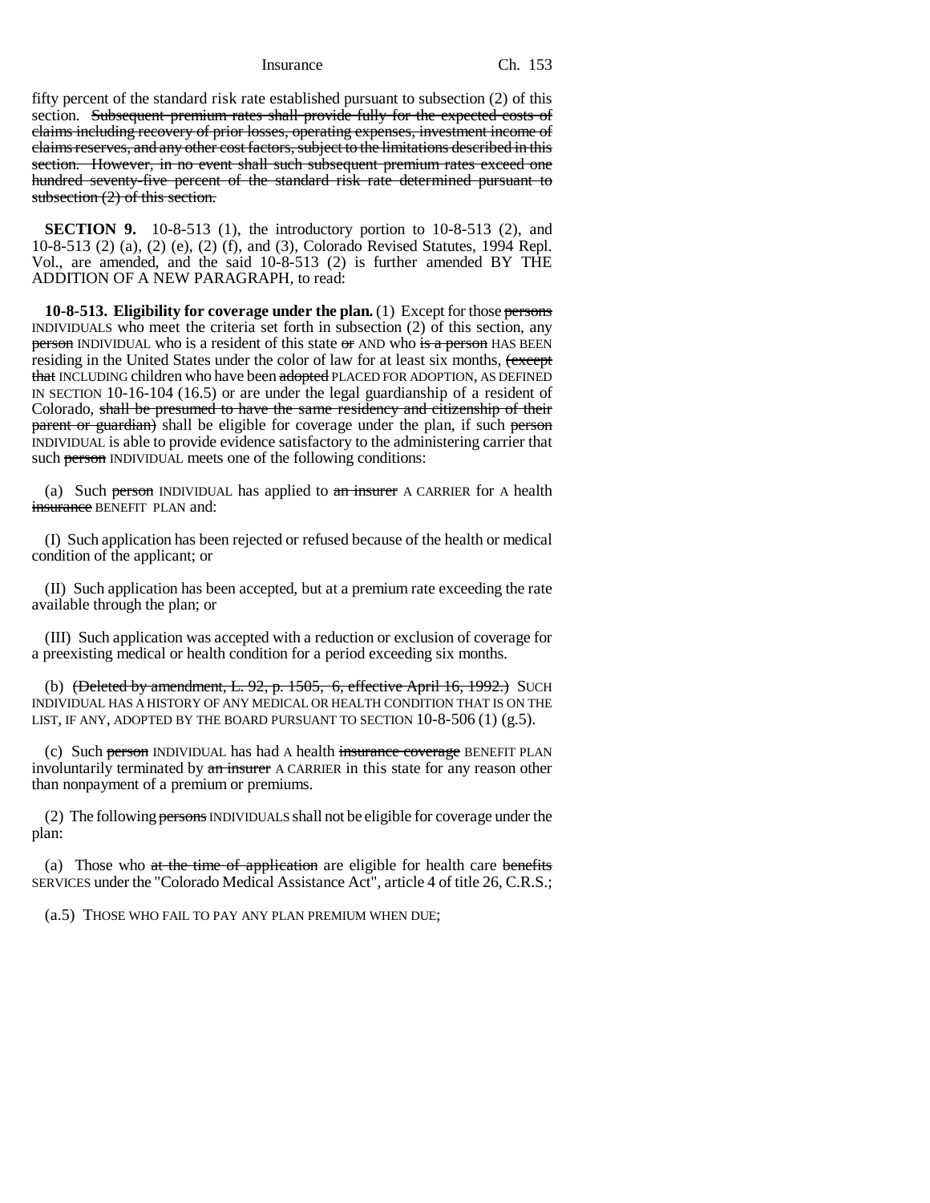fifty percent of the standard risk rate established pursuant to subsection (2) of this section. ~~Subsequent premium rates shall provide fully for the expected costs of claims including recovery of prior losses, operating expenses, investment income of claims reserves, and any other cost factors, subject to the limitations described in this section. However, in no event shall such subsequent premium rates exceed one hundred seventy-five percent of the standard risk rate determined pursuant to subsection (2) of this section.~~

**SECTION 9.** 10-8-513 (1), the introductory portion to 10-8-513 (2), and 10-8-513 (2) (a), (2) (e), (2) (f), and (3), Colorado Revised Statutes, 1994 Repl. Vol., are amended, and the said 10-8-513 (2) is further amended BY THE ADDITION OF A NEW PARAGRAPH, to read:

**10-8-513. Eligibility for coverage under the plan.** (1) Except for those ~~persons~~ INDIVIDUALS who meet the criteria set forth in subsection (2) of this section, any ~~person~~ INDIVIDUAL who is a resident of this state ~~or~~ AND who ~~is a person~~ HAS BEEN residing in the United States under the color of law for at least six months, ~~(except that~~ INCLUDING children who have been ~~adopted~~ PLACED FOR ADOPTION, AS DEFINED IN SECTION 10-16-104 (16.5) or are under the legal guardianship of a resident of Colorado, ~~shall be presumed to have the same residency and citizenship of their parent or guardian)~~ shall be eligible for coverage under the plan, if such ~~person~~ INDIVIDUAL is able to provide evidence satisfactory to the administering carrier that such ~~person~~ INDIVIDUAL meets one of the following conditions:

(a) Such ~~person~~ INDIVIDUAL has applied to ~~an insurer~~ A CARRIER for A health ~~insurance~~ BENEFIT PLAN and:

(I) Such application has been rejected or refused because of the health or medical condition of the applicant; or

(II) Such application has been accepted, but at a premium rate exceeding the rate available through the plan; or

(III) Such application was accepted with a reduction or exclusion of coverage for a preexisting medical or health condition for a period exceeding six months.

(b) ~~(Deleted by amendment, L. 92, p. 1505, 6, effective April 16, 1992.)~~ SUCH INDIVIDUAL HAS A HISTORY OF ANY MEDICAL OR HEALTH CONDITION THAT IS ON THE LIST, IF ANY, ADOPTED BY THE BOARD PURSUANT TO SECTION 10-8-506 (1) (g.5).

(c) Such ~~person~~ INDIVIDUAL has had A health ~~insurance coverage~~ BENEFIT PLAN involuntarily terminated by ~~an insurer~~ A CARRIER in this state for any reason other than nonpayment of a premium or premiums.

(2) The following ~~persons~~ INDIVIDUALS shall not be eligible for coverage under the plan:

(a) Those who ~~at the time of application~~ are eligible for health care ~~benefits~~ SERVICES under the "Colorado Medical Assistance Act", article 4 of title 26, C.R.S.;

(a.5) THOSE WHO FAIL TO PAY ANY PLAN PREMIUM WHEN DUE;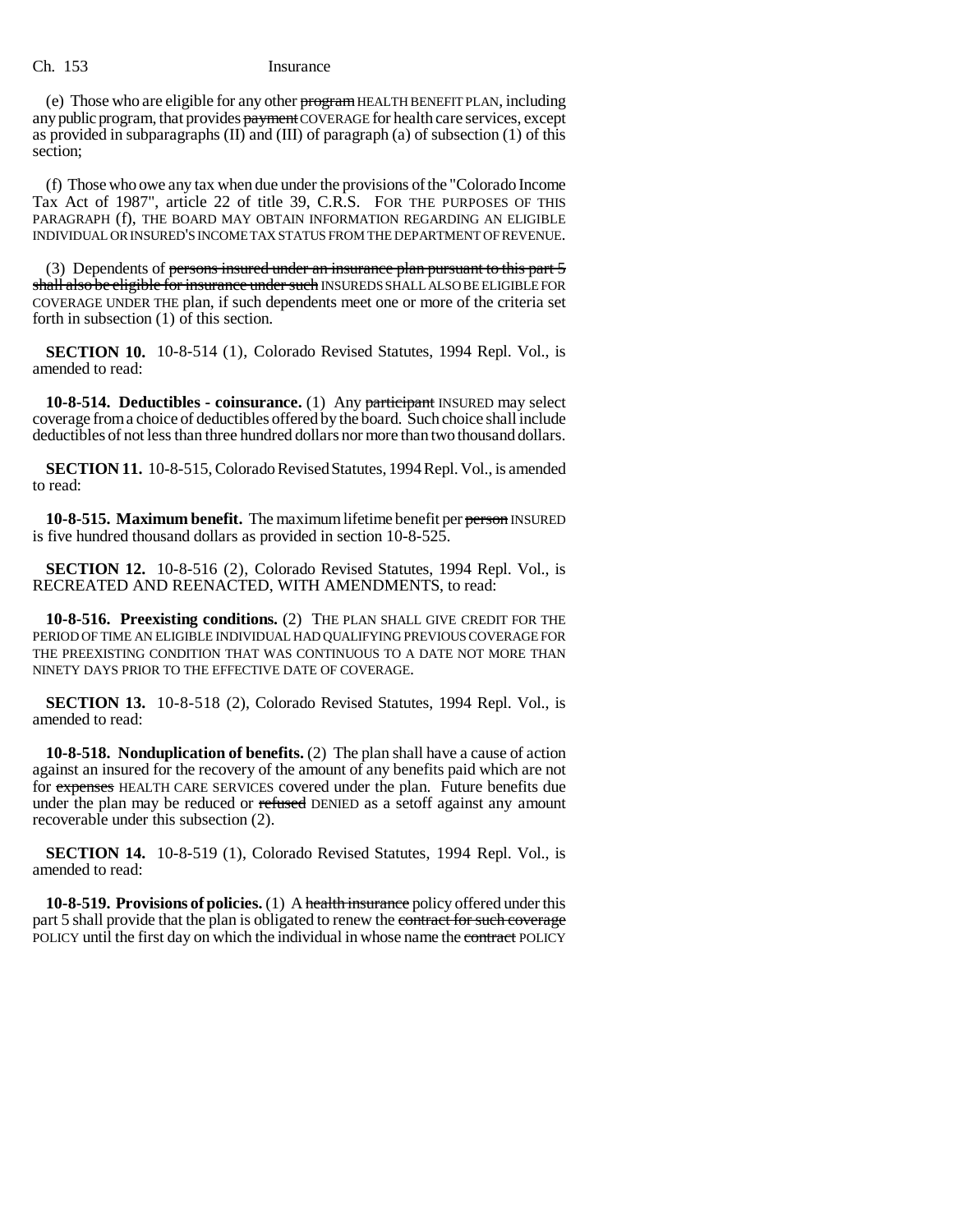(e) Those who are eligible for any other ~~program~~ HEALTH BENEFIT PLAN, including any public program, that provides ~~payment~~ COVERAGE for health care services, except as provided in subparagraphs (II) and (III) of paragraph (a) of subsection (1) of this section;

(f) Those who owe any tax when due under the provisions of the "Colorado Income Tax Act of 1987", article 22 of title 39, C.R.S. FOR THE PURPOSES OF THIS PARAGRAPH (f), THE BOARD MAY OBTAIN INFORMATION REGARDING AN ELIGIBLE INDIVIDUAL OR INSURED'S INCOME TAX STATUS FROM THE DEPARTMENT OF REVENUE.

(3) Dependents of ~~persons insured under an insurance plan pursuant to this part 5 shall also be eligible for insurance under such~~ INSUREDS SHALL ALSO BE ELIGIBLE FOR COVERAGE UNDER THE plan, if such dependents meet one or more of the criteria set forth in subsection (1) of this section.

**SECTION 10.** 10-8-514 (1), Colorado Revised Statutes, 1994 Repl. Vol., is amended to read:

**10-8-514. Deductibles - coinsurance.** (1) Any ~~participant~~ INSURED may select coverage from a choice of deductibles offered by the board. Such choice shall include deductibles of not less than three hundred dollars nor more than two thousand dollars.

**SECTION 11.** 10-8-515, Colorado Revised Statutes, 1994 Repl. Vol., is amended to read:

**10-8-515. Maximum benefit.** The maximum lifetime benefit per ~~person~~ INSURED is five hundred thousand dollars as provided in section 10-8-525.

**SECTION 12.** 10-8-516 (2), Colorado Revised Statutes, 1994 Repl. Vol., is RECREATED AND REENACTED, WITH AMENDMENTS, to read:

**10-8-516. Preexisting conditions.** (2) THE PLAN SHALL GIVE CREDIT FOR THE PERIOD OF TIME AN ELIGIBLE INDIVIDUAL HAD QUALIFYING PREVIOUS COVERAGE FOR THE PREEXISTING CONDITION THAT WAS CONTINUOUS TO A DATE NOT MORE THAN NINETY DAYS PRIOR TO THE EFFECTIVE DATE OF COVERAGE.

**SECTION 13.** 10-8-518 (2), Colorado Revised Statutes, 1994 Repl. Vol., is amended to read:

**10-8-518. Nonduplication of benefits.** (2) The plan shall have a cause of action against an insured for the recovery of the amount of any benefits paid which are not for ~~expenses~~ HEALTH CARE SERVICES covered under the plan. Future benefits due under the plan may be reduced or ~~refused~~ DENIED as a setoff against any amount recoverable under this subsection (2).

**SECTION 14.** 10-8-519 (1), Colorado Revised Statutes, 1994 Repl. Vol., is amended to read:

**10-8-519. Provisions of policies.** (1) A ~~health insurance~~ policy offered under this part 5 shall provide that the plan is obligated to renew the ~~contract for such coverage~~ POLICY until the first day on which the individual in whose name the ~~contract~~ POLICY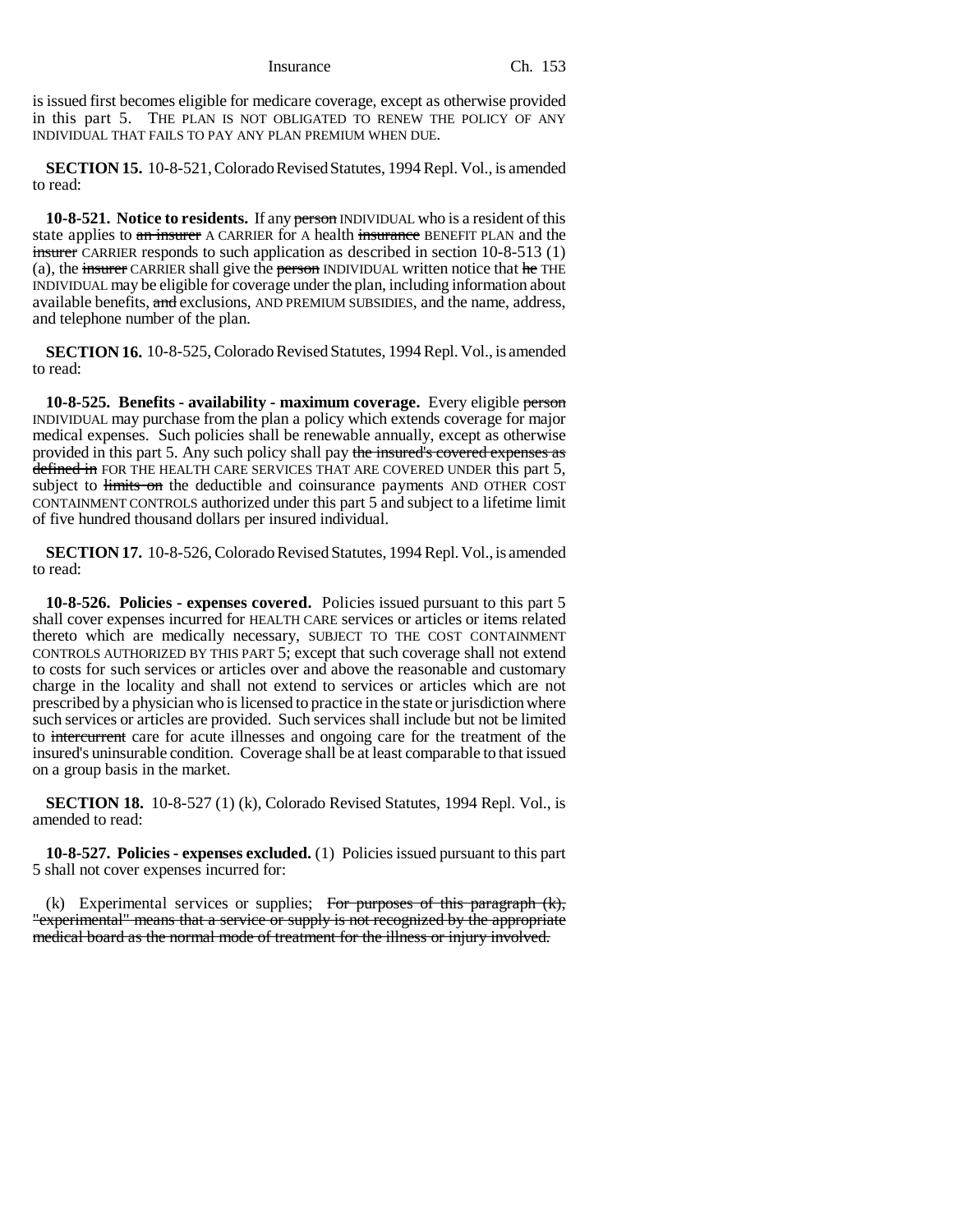is issued first becomes eligible for medicare coverage, except as otherwise provided in this part 5. THE PLAN IS NOT OBLIGATED TO RENEW THE POLICY OF ANY INDIVIDUAL THAT FAILS TO PAY ANY PLAN PREMIUM WHEN DUE.

**SECTION 15.** 10-8-521, Colorado Revised Statutes, 1994 Repl. Vol., is amended to read:

**10-8-521. Notice to residents.** If any ~~person~~ INDIVIDUAL who is a resident of this state applies to ~~an insurer~~ A CARRIER for A health ~~insurance~~ BENEFIT PLAN and the ~~insurer~~ CARRIER responds to such application as described in section 10-8-513 (1) (a), the ~~insurer~~ CARRIER shall give the ~~person~~ INDIVIDUAL written notice that ~~he~~ THE INDIVIDUAL may be eligible for coverage under the plan, including information about available benefits, ~~and~~ exclusions, AND PREMIUM SUBSIDIES, and the name, address, and telephone number of the plan.

**SECTION 16.** 10-8-525, Colorado Revised Statutes, 1994 Repl. Vol., is amended to read:

**10-8-525. Benefits - availability - maximum coverage.** Every eligible ~~person~~ INDIVIDUAL may purchase from the plan a policy which extends coverage for major medical expenses. Such policies shall be renewable annually, except as otherwise provided in this part 5. Any such policy shall pay ~~the insured's covered expenses as defined in~~ FOR THE HEALTH CARE SERVICES THAT ARE COVERED UNDER this part 5, subject to ~~limits on~~ the deductible and coinsurance payments AND OTHER COST CONTAINMENT CONTROLS authorized under this part 5 and subject to a lifetime limit of five hundred thousand dollars per insured individual.

**SECTION 17.** 10-8-526, Colorado Revised Statutes, 1994 Repl. Vol., is amended to read:

**10-8-526. Policies - expenses covered.** Policies issued pursuant to this part 5 shall cover expenses incurred for HEALTH CARE services or articles or items related thereto which are medically necessary, SUBJECT TO THE COST CONTAINMENT CONTROLS AUTHORIZED BY THIS PART 5; except that such coverage shall not extend to costs for such services or articles over and above the reasonable and customary charge in the locality and shall not extend to services or articles which are not prescribed by a physician who is licensed to practice in the state or jurisdiction where such services or articles are provided. Such services shall include but not be limited to ~~intercurrent~~ care for acute illnesses and ongoing care for the treatment of the insured's uninsurable condition. Coverage shall be at least comparable to that issued on a group basis in the market.

**SECTION 18.** 10-8-527 (1) (k), Colorado Revised Statutes, 1994 Repl. Vol., is amended to read:

**10-8-527. Policies - expenses excluded.** (1) Policies issued pursuant to this part 5 shall not cover expenses incurred for:

(k) Experimental services or supplies; ~~For purposes of this paragraph (k), "experimental" means that a service or supply is not recognized by the appropriate medical board as the normal mode of treatment for the illness or injury involved.~~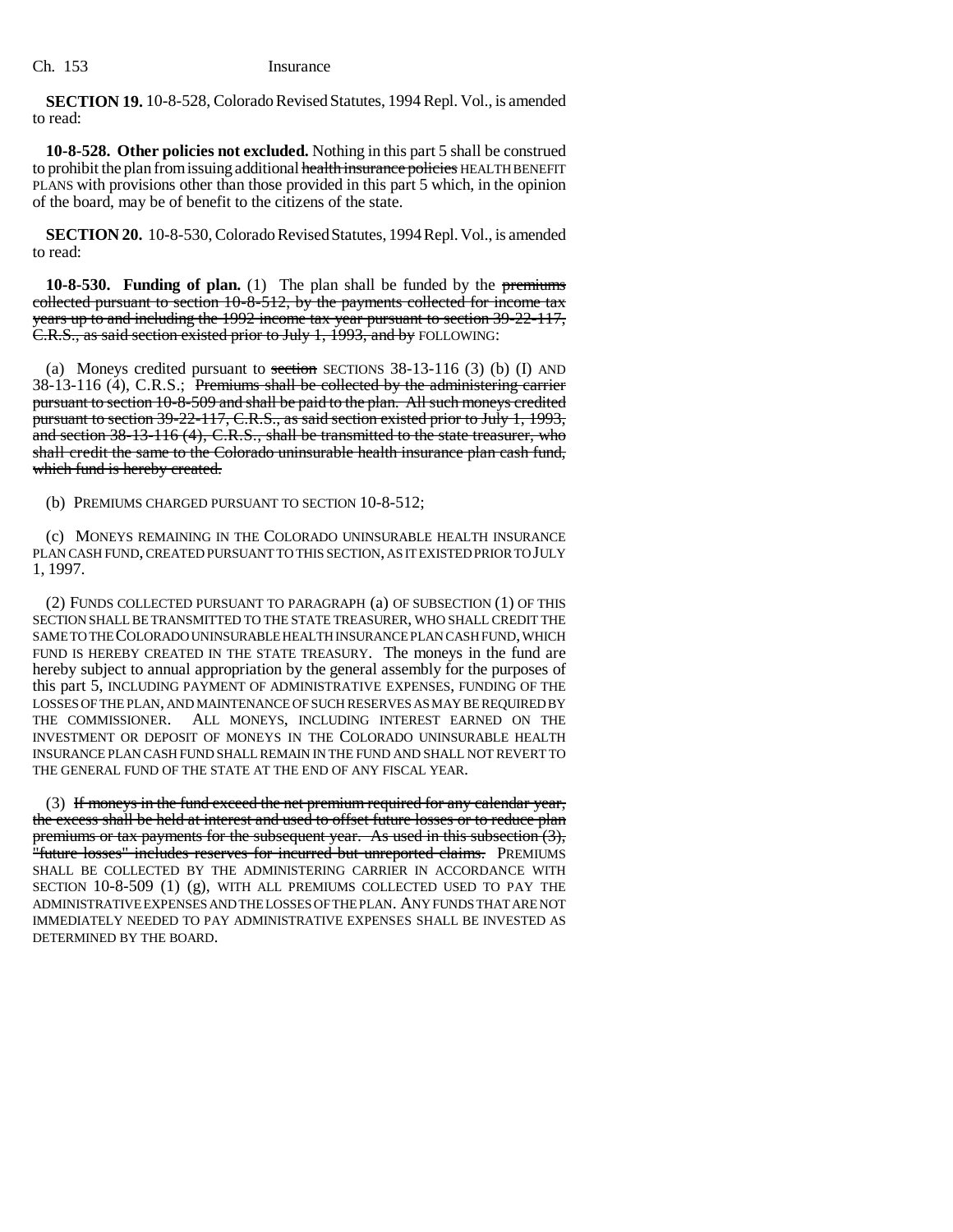**SECTION 19.** 10-8-528, Colorado Revised Statutes, 1994 Repl. Vol., is amended to read:

**10-8-528. Other policies not excluded.** Nothing in this part 5 shall be construed to prohibit the plan from issuing additional ~~health insurance policies~~ HEALTH BENEFIT PLANS with provisions other than those provided in this part 5 which, in the opinion of the board, may be of benefit to the citizens of the state.

**SECTION 20.** 10-8-530, Colorado Revised Statutes, 1994 Repl. Vol., is amended to read:

**10-8-530. Funding of plan.** (1) The plan shall be funded by the ~~premiums collected pursuant to section 10-8-512, by the payments collected for income tax years up to and including the 1992 income tax year pursuant to section 39-22-117, C.R.S., as said section existed prior to July 1, 1993, and by~~ FOLLOWING:

(a) Moneys credited pursuant to ~~section~~ SECTIONS 38-13-116 (3) (b) (I) AND 38-13-116 (4), C.R.S.; ~~Premiums shall be collected by the administering carrier pursuant to section 10-8-509 and shall be paid to the plan. All such moneys credited pursuant to section 39-22-117, C.R.S., as said section existed prior to July 1, 1993, and section 38-13-116 (4), C.R.S., shall be transmitted to the state treasurer, who shall credit the same to the Colorado uninsurable health insurance plan cash fund, which fund is hereby created.~~

(b) PREMIUMS CHARGED PURSUANT TO SECTION 10-8-512;

(c) MONEYS REMAINING IN THE COLORADO UNINSURABLE HEALTH INSURANCE PLAN CASH FUND, CREATED PURSUANT TO THIS SECTION, AS IT EXISTED PRIOR TO JULY 1, 1997.

(2) FUNDS COLLECTED PURSUANT TO PARAGRAPH (a) OF SUBSECTION (1) OF THIS SECTION SHALL BE TRANSMITTED TO THE STATE TREASURER, WHO SHALL CREDIT THE SAME TO THE COLORADO UNINSURABLE HEALTH INSURANCE PLAN CASH FUND, WHICH FUND IS HEREBY CREATED IN THE STATE TREASURY. The moneys in the fund are hereby subject to annual appropriation by the general assembly for the purposes of this part 5, INCLUDING PAYMENT OF ADMINISTRATIVE EXPENSES, FUNDING OF THE LOSSES OF THE PLAN, AND MAINTENANCE OF SUCH RESERVES AS MAY BE REQUIRED BY THE COMMISSIONER. ALL MONEYS, INCLUDING INTEREST EARNED ON THE INVESTMENT OR DEPOSIT OF MONEYS IN THE COLORADO UNINSURABLE HEALTH INSURANCE PLAN CASH FUND SHALL REMAIN IN THE FUND AND SHALL NOT REVERT TO THE GENERAL FUND OF THE STATE AT THE END OF ANY FISCAL YEAR.

(3) ~~If moneys in the fund exceed the net premium required for any calendar year, the excess shall be held at interest and used to offset future losses or to reduce plan premiums or tax payments for the subsequent year. As used in this subsection (3), "future losses" includes reserves for incurred but unreported claims.~~ PREMIUMS SHALL BE COLLECTED BY THE ADMINISTERING CARRIER IN ACCORDANCE WITH SECTION 10-8-509 (1) (g), WITH ALL PREMIUMS COLLECTED USED TO PAY THE ADMINISTRATIVE EXPENSES AND THE LOSSES OF THE PLAN. ANY FUNDS THAT ARE NOT IMMEDIATELY NEEDED TO PAY ADMINISTRATIVE EXPENSES SHALL BE INVESTED AS DETERMINED BY THE BOARD.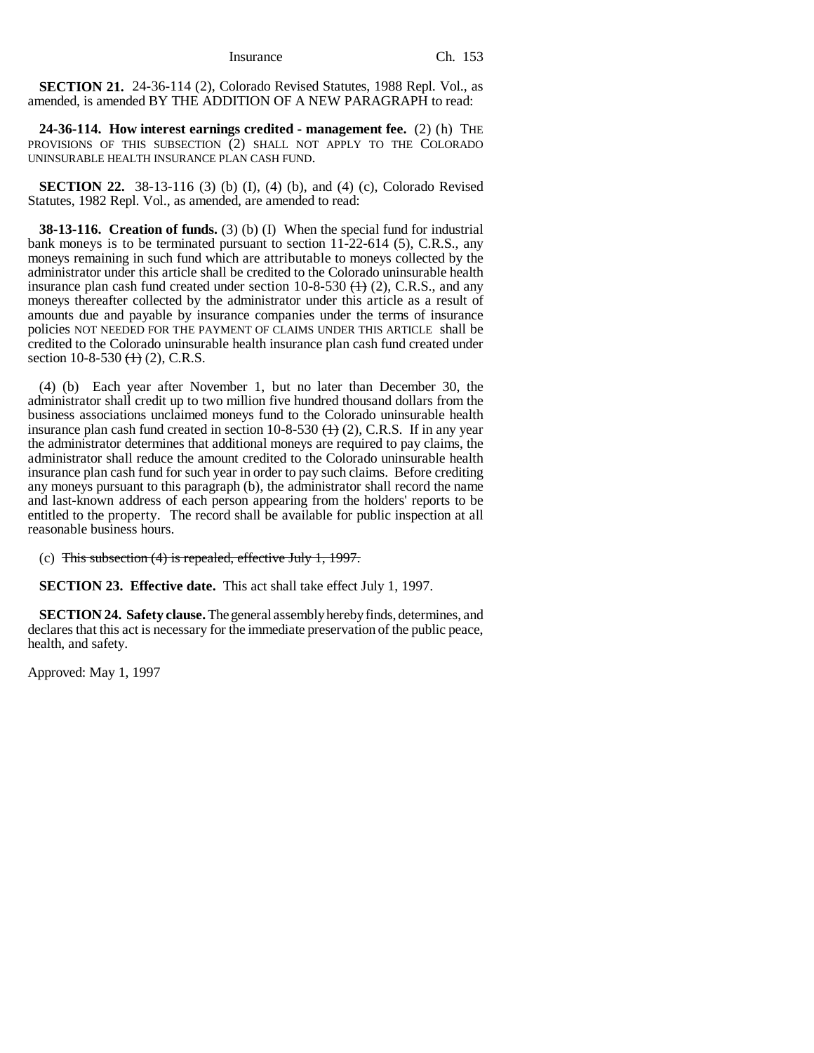**SECTION 21.** 24-36-114 (2), Colorado Revised Statutes, 1988 Repl. Vol., as amended, is amended BY THE ADDITION OF A NEW PARAGRAPH to read:

**24-36-114. How interest earnings credited - management fee.** (2) (h) THE PROVISIONS OF THIS SUBSECTION (2) SHALL NOT APPLY TO THE COLORADO UNINSURABLE HEALTH INSURANCE PLAN CASH FUND.

**SECTION 22.** 38-13-116 (3) (b) (I), (4) (b), and (4) (c), Colorado Revised Statutes, 1982 Repl. Vol., as amended, are amended to read:

**38-13-116. Creation of funds.** (3) (b) (I) When the special fund for industrial bank moneys is to be terminated pursuant to section 11-22-614 (5), C.R.S., any moneys remaining in such fund which are attributable to moneys collected by the administrator under this article shall be credited to the Colorado uninsurable health insurance plan cash fund created under section 10-8-530 ~~(1)~~ (2), C.R.S., and any moneys thereafter collected by the administrator under this article as a result of amounts due and payable by insurance companies under the terms of insurance policies NOT NEEDED FOR THE PAYMENT OF CLAIMS UNDER THIS ARTICLE shall be credited to the Colorado uninsurable health insurance plan cash fund created under section 10-8-530 ~~(1)~~ (2), C.R.S.

(4) (b) Each year after November 1, but no later than December 30, the administrator shall credit up to two million five hundred thousand dollars from the business associations unclaimed moneys fund to the Colorado uninsurable health insurance plan cash fund created in section 10-8-530 ~~(1)~~ (2), C.R.S. If in any year the administrator determines that additional moneys are required to pay claims, the administrator shall reduce the amount credited to the Colorado uninsurable health insurance plan cash fund for such year in order to pay such claims. Before crediting any moneys pursuant to this paragraph (b), the administrator shall record the name and last-known address of each person appearing from the holders' reports to be entitled to the property. The record shall be available for public inspection at all reasonable business hours.

(c) ~~This subsection (4) is repealed, effective July 1, 1997.~~

**SECTION 23. Effective date.** This act shall take effect July 1, 1997.

**SECTION 24. Safety clause.** The general assembly hereby finds, determines, and declares that this act is necessary for the immediate preservation of the public peace, health, and safety.

Approved: May 1, 1997